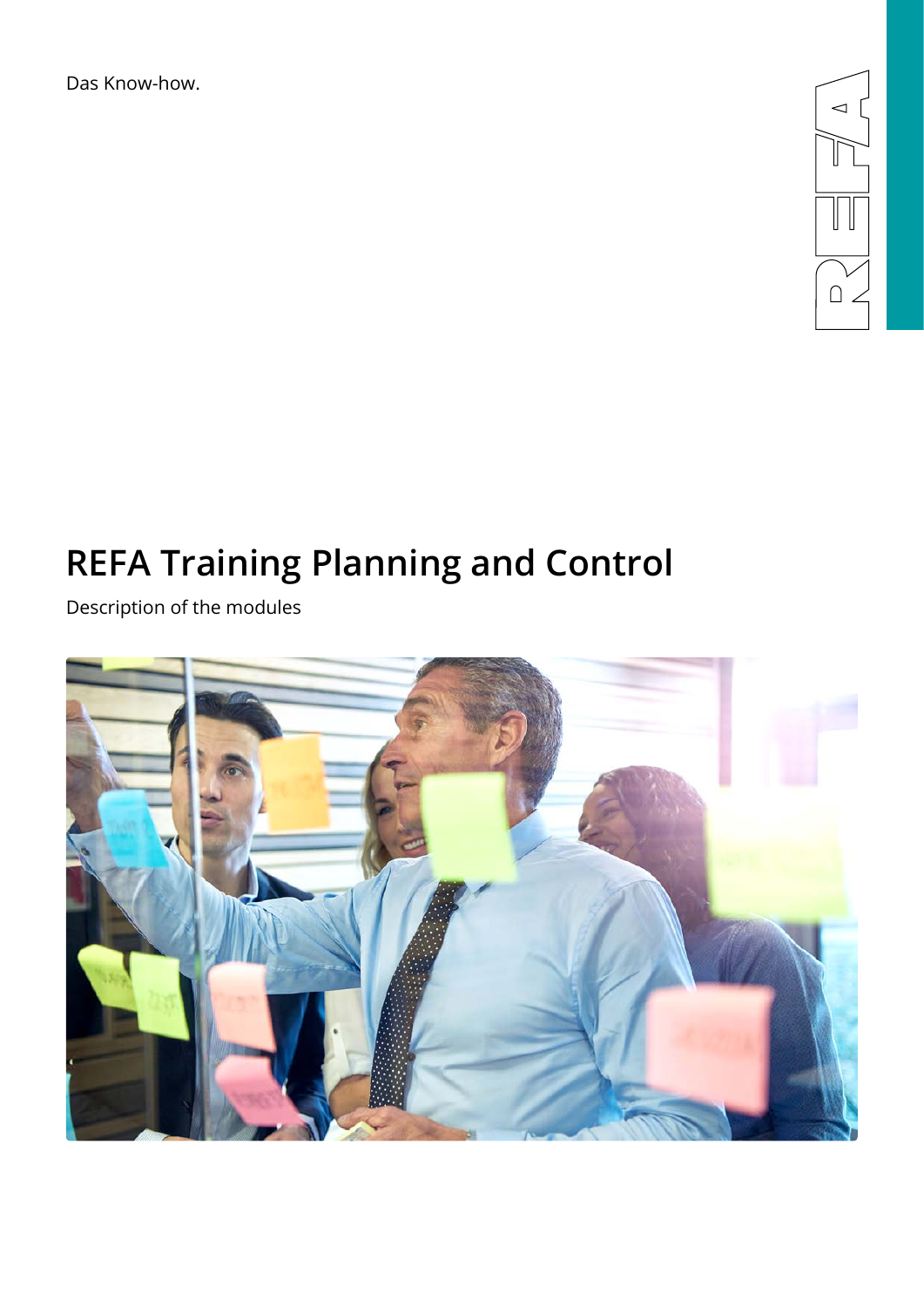Das Know-how.

REFA

# REFA Training Planning and Control

Description of the modules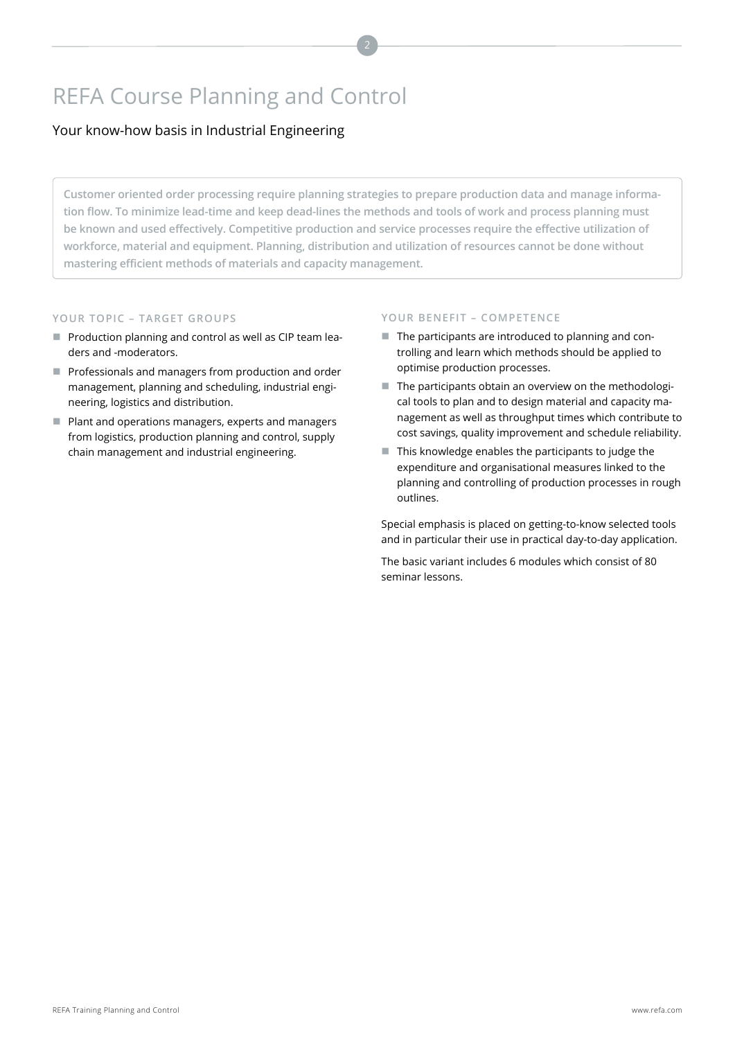# REFA Course Planning and Control

Your know-how basis in Industrial Engineering

**Customer oriented order processing require planning strategies to prepare production data and manage information flow. To minimize lead-time and keep dead-lines the methods and tools of work and process planning must be known and used effectively. Competitive production and service processes require the effective utilization of workforce, material and equipment. Planning, distribution and utilization of resources cannot be done without mastering efficient methods of materials and capacity management.**

## YOUR TOPIC – TARGET GROUPS

- Production planning and control as well as CIP team leaders and -moderators.
- Professionals and managers from production and order management, planning and scheduling, industrial engineering, logistics and distribution.
- Plant and operations managers, experts and managers from logistics, production planning and control, supply chain management and industrial engineering.

## YOUR BENEFIT – COMPETENCE

- The participants are introduced to planning and controlling and learn which methods should be applied to optimise production processes.
- The participants obtain an overview on the methodological tools to plan and to design material and capacity management as well as throughput times which contribute to cost savings, quality improvement and schedule reliability.
- This knowledge enables the participants to judge the expenditure and organisational measures linked to the planning and controlling of production processes in rough outlines.

Special emphasis is placed on getting-to-know selected tools and in particular their use in practical day-to-day application.

The basic variant includes 6 modules which consist of 80 seminar lessons.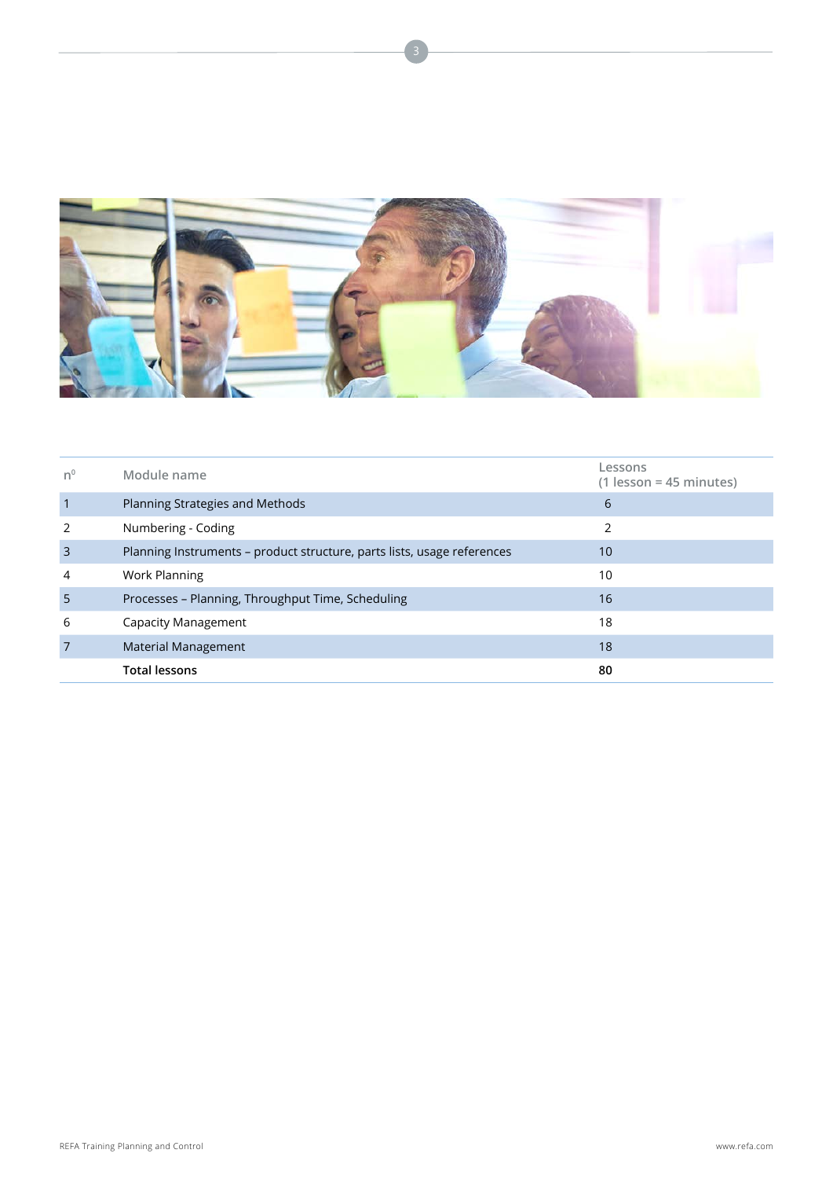| n⁰ | Module name | Lessons (1 lesson = 45 minutes) |
|---|---|---|
| 1 | Planning Strategies and Methods | 6 |
| 2 | Numbering - Coding | 2 |
| 3 | Planning Instruments – product structure, parts lists, usage references | 10 |
| 4 | Work Planning | 10 |
| 5 | Processes – Planning, Throughput Time, Scheduling | 16 |
| 6 | Capacity Management | 18 |
| 7 | Material Management | 18 |
| | **Total lessons** | **80** |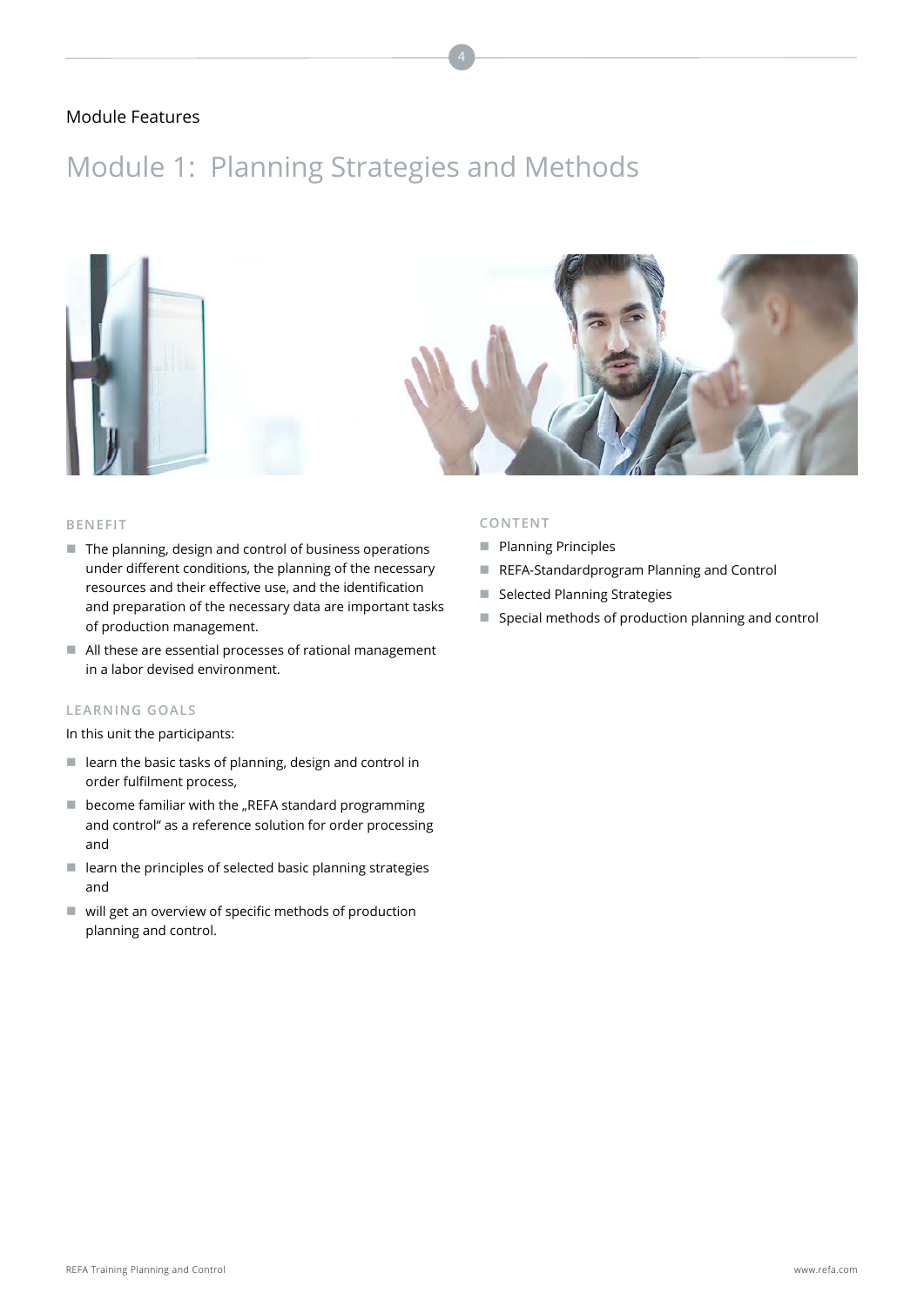Module Features

# Module 1: Planning Strategies and Methods

## BENEFIT

- The planning, design and control of business operations under different conditions, the planning of the necessary resources and their effective use, and the identification and preparation of the necessary data are important tasks of production management.
- All these are essential processes of rational management in a labor devised environment.

## LEARNING GOALS

In this unit the participants:

- learn the basic tasks of planning, design and control in order fulfilment process,
- become familiar with the „REFA standard programming and control" as a reference solution for order processing and
- learn the principles of selected basic planning strategies and
- will get an overview of specific methods of production planning and control.

## CONTENT

- Planning Principles
- REFA-Standardprogram Planning and Control
- Selected Planning Strategies
- Special methods of production planning and control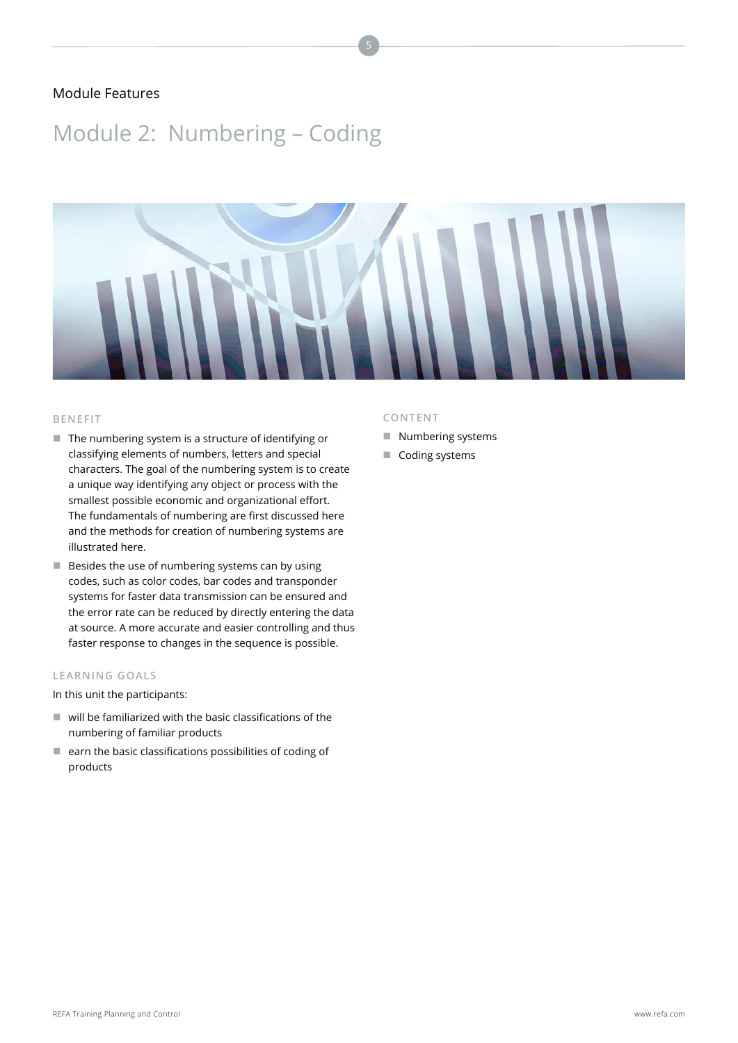Module Features

# Module 2: Numbering – Coding

### BENEFIT

- The numbering system is a structure of identifying or classifying elements of numbers, letters and special characters. The goal of the numbering system is to create a unique way identifying any object or process with the smallest possible economic and organizational effort. The fundamentals of numbering are first discussed here and the methods for creation of numbering systems are illustrated here.
- Besides the use of numbering systems can by using codes, such as color codes, bar codes and transponder systems for faster data transmission can be ensured and the error rate can be reduced by directly entering the data at source. A more accurate and easier controlling and thus faster response to changes in the sequence is possible.

### LEARNING GOALS

In this unit the participants:

- will be familiarized with the basic classifications of the numbering of familiar products
- earn the basic classifications possibilities of coding of products

### CONTENT

- Numbering systems
- Coding systems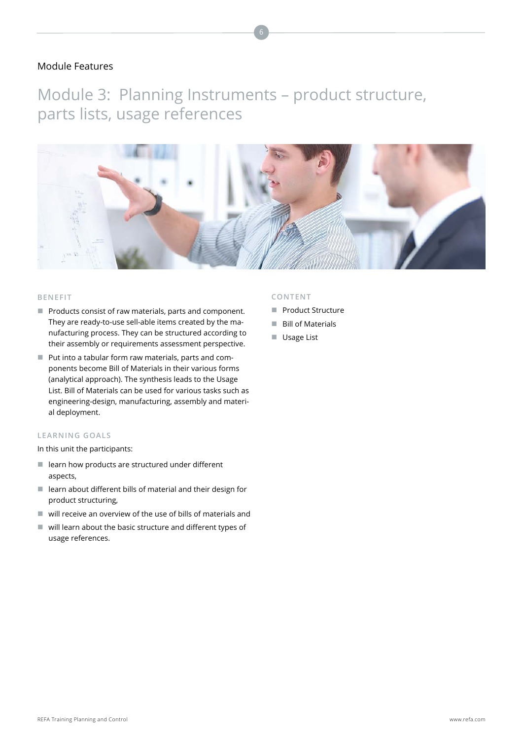Module Features

# Module 3: Planning Instruments – product structure, parts lists, usage references

### BENEFIT

- Products consist of raw materials, parts and component. They are ready-to-use sell-able items created by the manufacturing process. They can be structured according to their assembly or requirements assessment perspective.
- Put into a tabular form raw materials, parts and components become Bill of Materials in their various forms (analytical approach). The synthesis leads to the Usage List. Bill of Materials can be used for various tasks such as engineering-design, manufacturing, assembly and material deployment.

### LEARNING GOALS

In this unit the participants:

- learn how products are structured under different aspects,
- learn about different bills of material and their design for product structuring,
- will receive an overview of the use of bills of materials and
- will learn about the basic structure and different types of usage references.

### CONTENT

- Product Structure
- Bill of Materials
- Usage List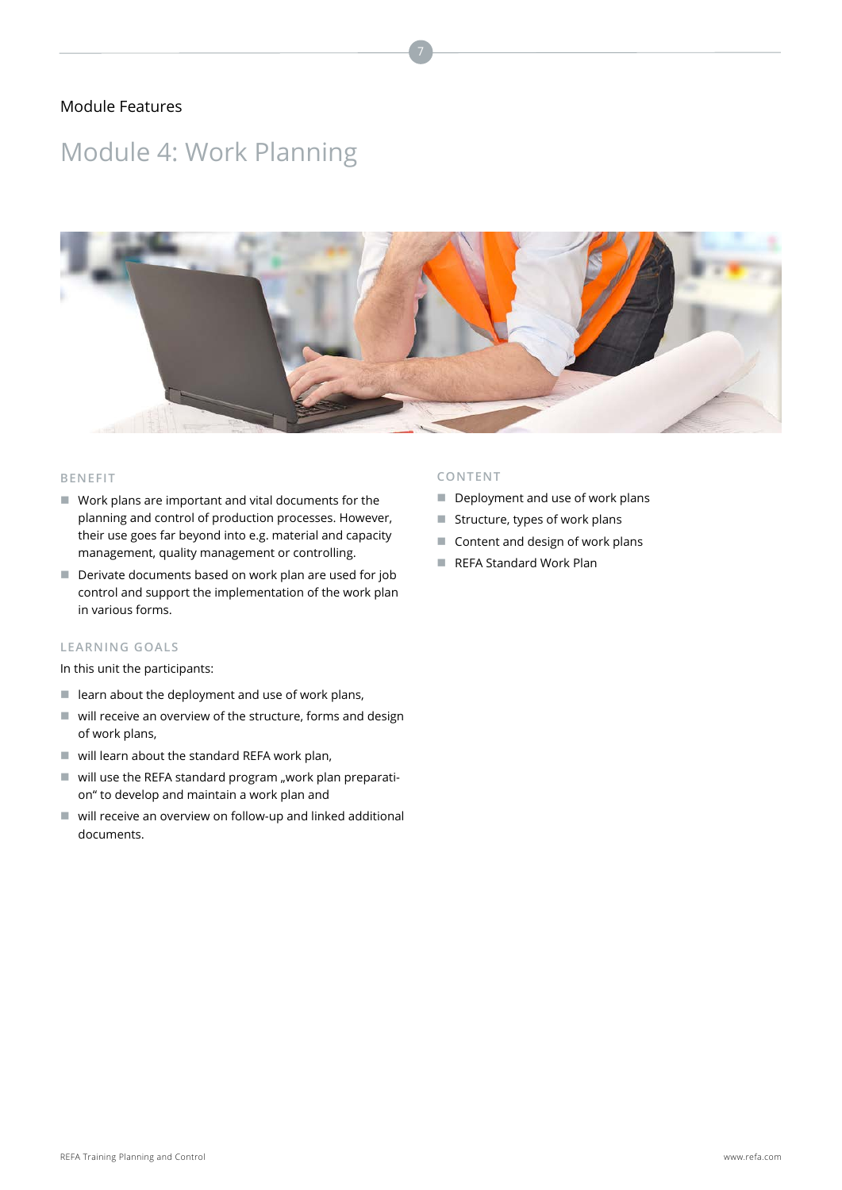Module Features

# Module 4: Work Planning

### BENEFIT

- Work plans are important and vital documents for the planning and control of production processes. However, their use goes far beyond into e.g. material and capacity management, quality management or controlling.
- Derivate documents based on work plan are used for job control and support the implementation of the work plan in various forms.

### LEARNING GOALS

In this unit the participants:

- learn about the deployment and use of work plans,
- will receive an overview of the structure, forms and design of work plans,
- will learn about the standard REFA work plan,
- will use the REFA standard program „work plan preparation" to develop and maintain a work plan and
- will receive an overview on follow-up and linked additional documents.

### CONTENT

- Deployment and use of work plans
- Structure, types of work plans
- Content and design of work plans
- REFA Standard Work Plan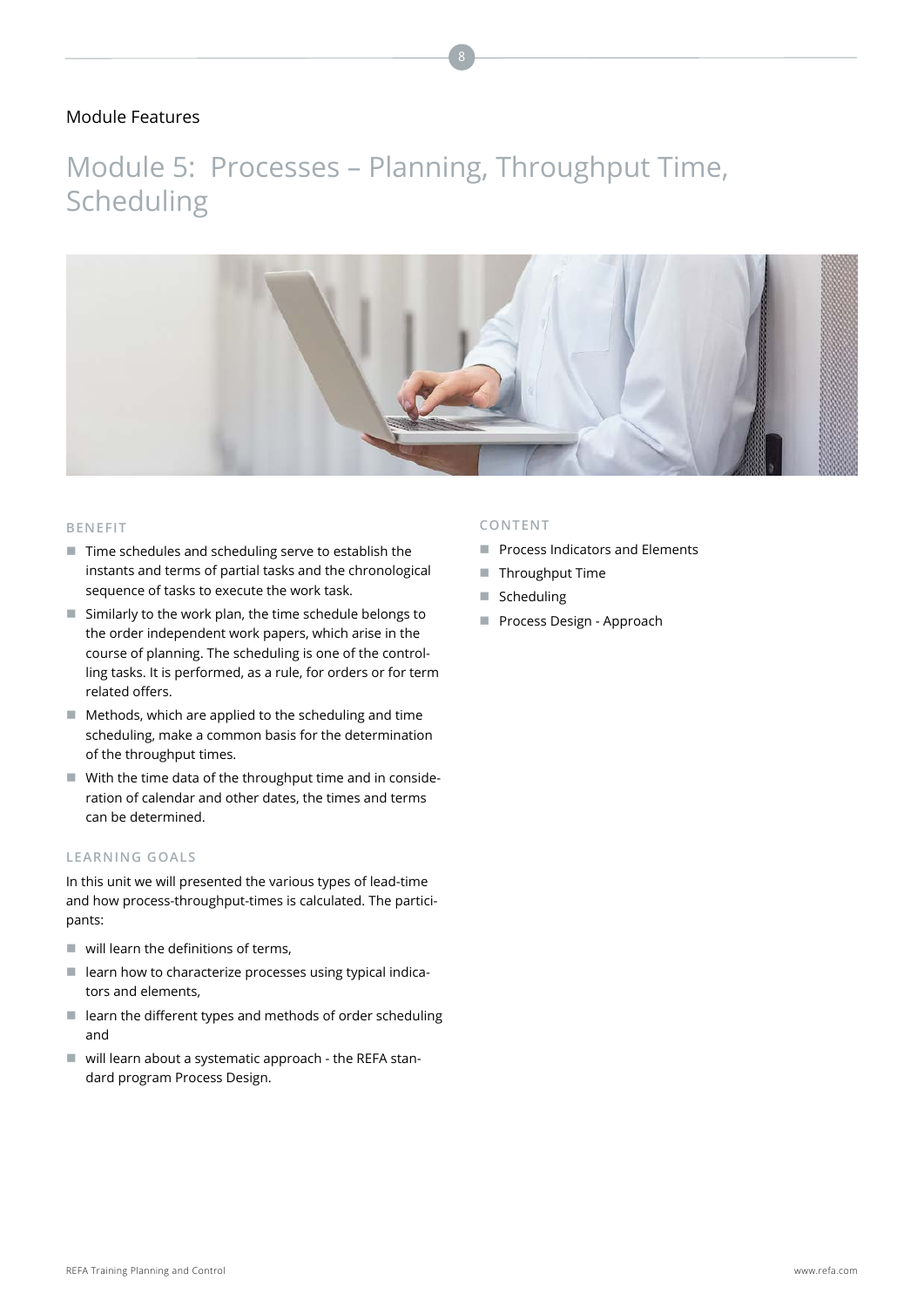Module Features

# Module 5: Processes – Planning, Throughput Time, Scheduling

### BENEFIT

- Time schedules and scheduling serve to establish the instants and terms of partial tasks and the chronological sequence of tasks to execute the work task.
- Similarly to the work plan, the time schedule belongs to the order independent work papers, which arise in the course of planning. The scheduling is one of the controlling tasks. It is performed, as a rule, for orders or for term related offers.
- Methods, which are applied to the scheduling and time scheduling, make a common basis for the determination of the throughput times.
- With the time data of the throughput time and in consideration of calendar and other dates, the times and terms can be determined.

### LEARNING GOALS

In this unit we will presented the various types of lead-time and how process-throughput-times is calculated. The participants:

- will learn the definitions of terms,
- learn how to characterize processes using typical indicators and elements,
- learn the different types and methods of order scheduling and
- will learn about a systematic approach - the REFA standard program Process Design.

### CONTENT

- Process Indicators and Elements
- Throughput Time
- Scheduling
- Process Design - Approach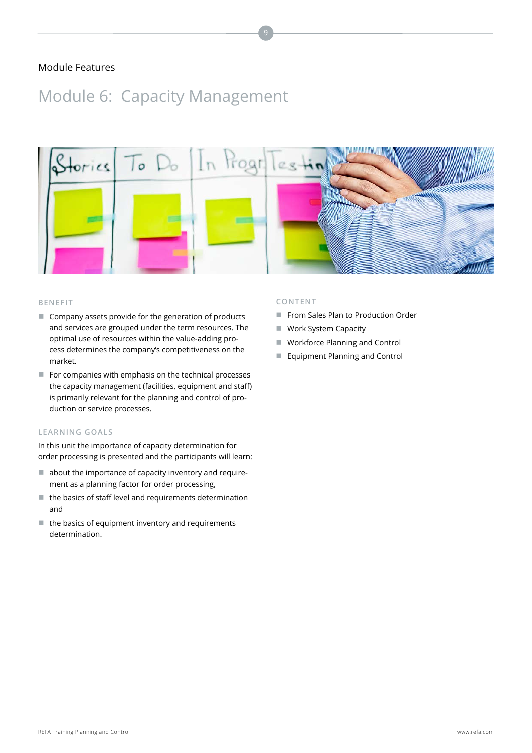Module Features

# Module 6:  Capacity Management

### BENEFIT

- Company assets provide for the generation of products and services are grouped under the term resources. The optimal use of resources within the value-adding process determines the company's competitiveness on the market.
- For companies with emphasis on the technical processes the capacity management (facilities, equipment and staff) is primarily relevant for the planning and control of production or service processes.

### LEARNING GOALS

In this unit the importance of capacity determination for order processing is presented and the participants will learn:

- about the importance of capacity inventory and requirement as a planning factor for order processing,
- the basics of staff level and requirements determination and
- the basics of equipment inventory and requirements determination.

### CONTENT

- From Sales Plan to Production Order
- Work System Capacity
- Workforce Planning and Control
- Equipment Planning and Control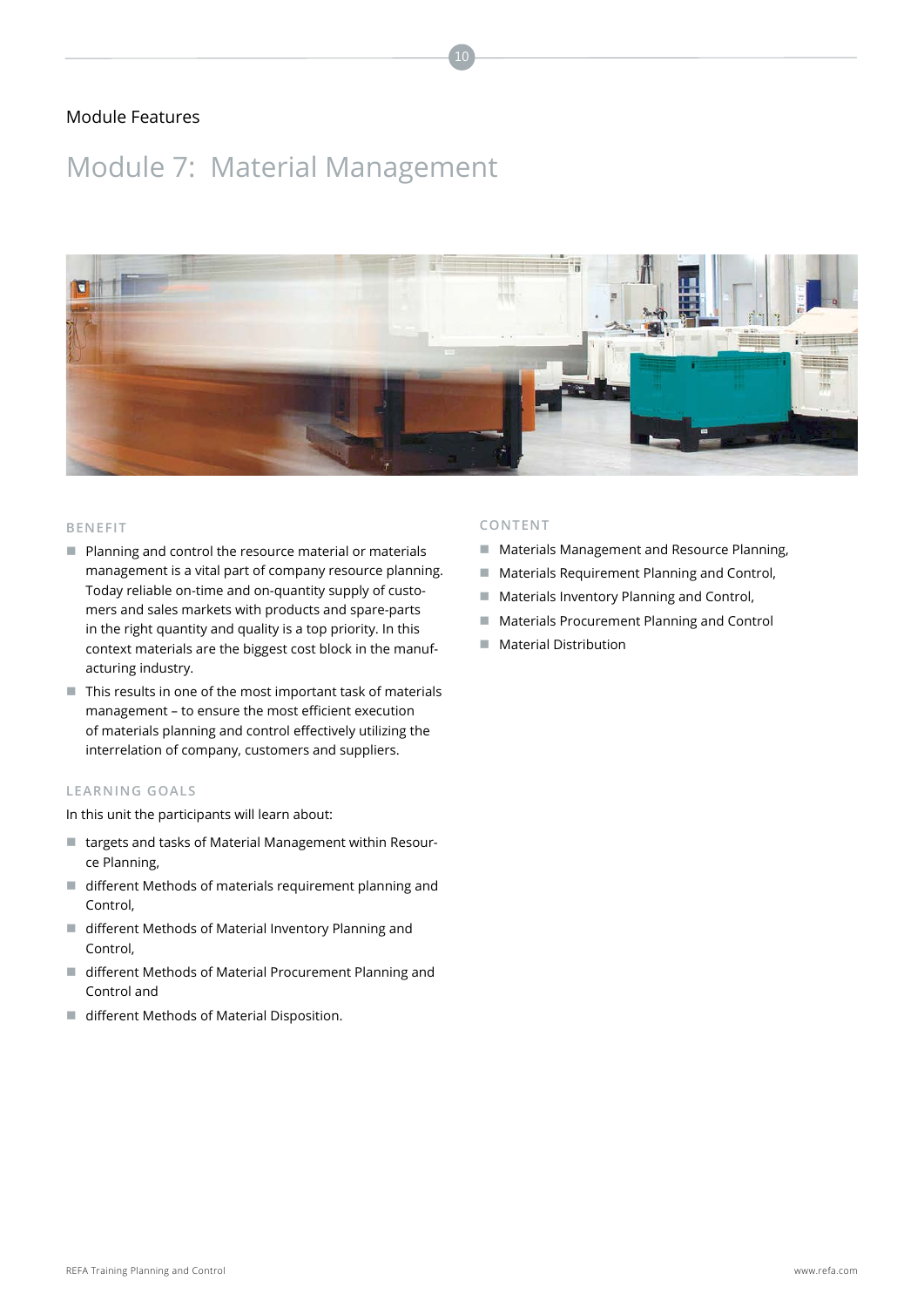Module Features

# Module 7: Material Management

### BENEFIT

- Planning and control the resource material or materials management is a vital part of company resource planning. Today reliable on-time and on-quantity supply of customers and sales markets with products and spare-parts in the right quantity and quality is a top priority. In this context materials are the biggest cost block in the manufacturing industry.
- This results in one of the most important task of materials management – to ensure the most efficient execution of materials planning and control effectively utilizing the interrelation of company, customers and suppliers.

### LEARNING GOALS

In this unit the participants will learn about:

- targets and tasks of Material Management within Resource Planning,
- different Methods of materials requirement planning and Control,
- different Methods of Material Inventory Planning and Control,
- different Methods of Material Procurement Planning and Control and
- different Methods of Material Disposition.

### CONTENT

- Materials Management and Resource Planning,
- Materials Requirement Planning and Control,
- Materials Inventory Planning and Control,
- Materials Procurement Planning and Control
- Material Distribution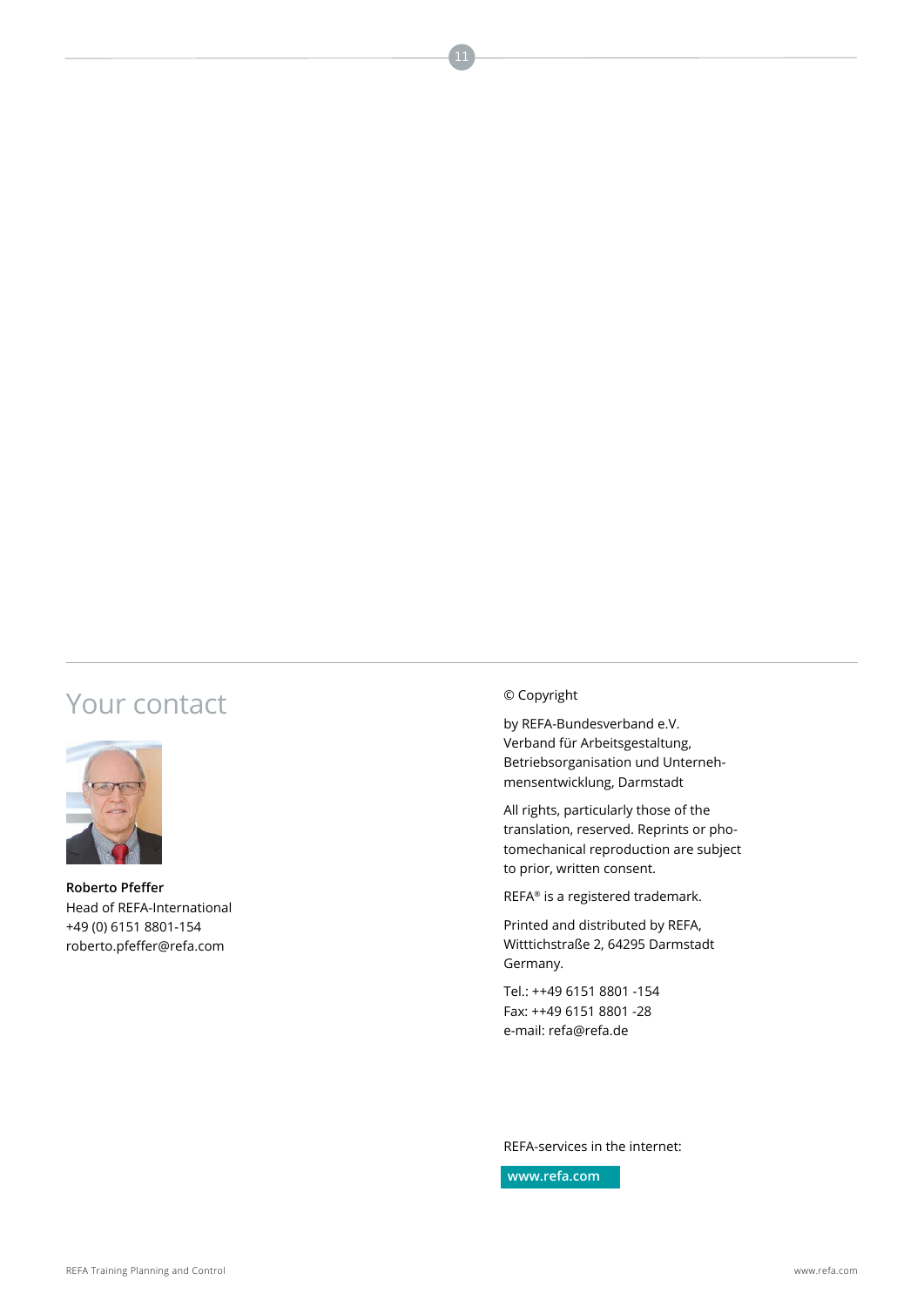## Your contact

**Roberto Pfeffer**
Head of REFA-International
+49 (0) 6151 8801-154
roberto.pfeffer@refa.com

© Copyright

by REFA-Bundesverband e.V.
Verband für Arbeitsgestaltung, Betriebsorganisation und Unternehmensentwicklung, Darmstadt

All rights, particularly those of the translation, reserved. Reprints or photomechanical reproduction are subject to prior, written consent.

REFA® is a registered trademark.

Printed and distributed by REFA, Witttichstraße 2, 64295 Darmstadt Germany.

Tel.: ++49 6151 8801 -154
Fax: ++49 6151 8801 -28
e-mail: refa@refa.de

REFA-services in the internet:

**www.refa.com**